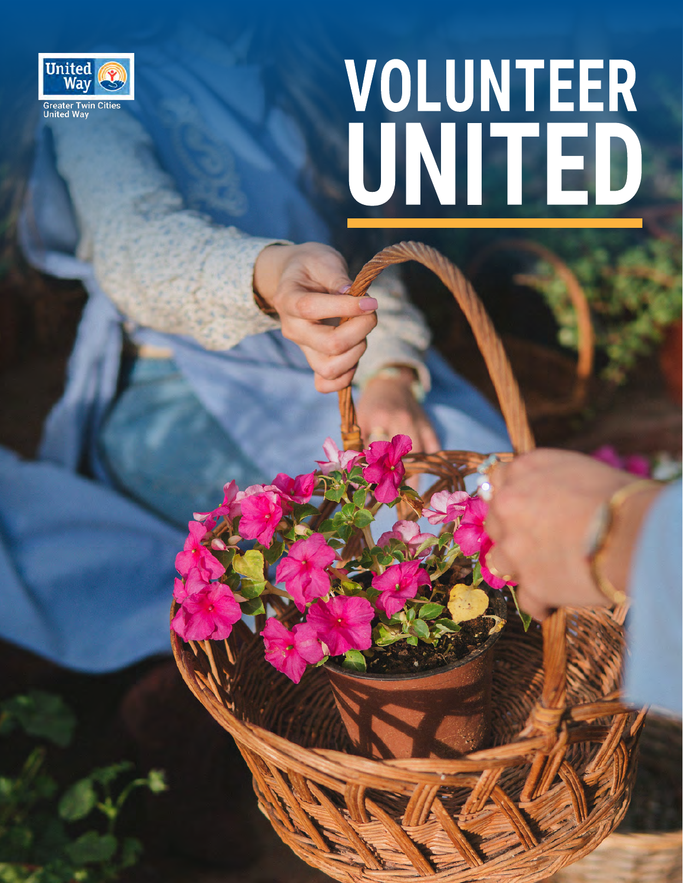United Way

Greater Twin Cities United Way

# VOLUNTEER UNITED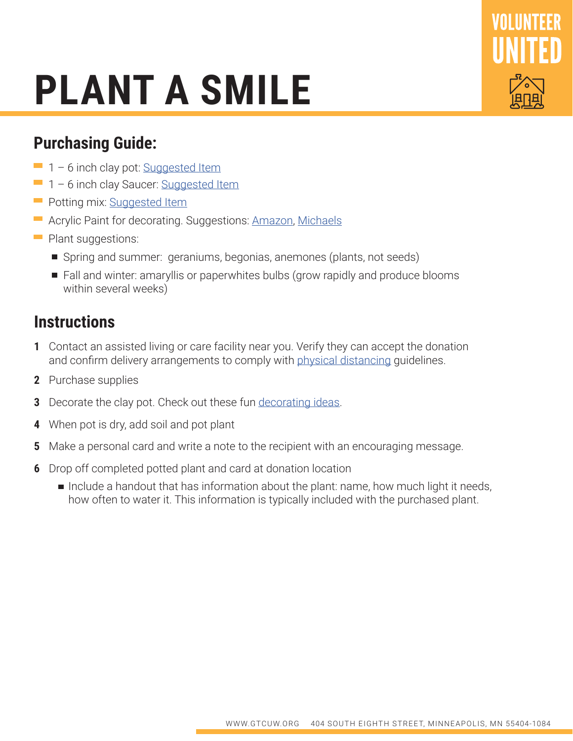# PLANT A SMILE

VOLUNTEER UNITED

## Purchasing Guide:

- 1 – 6 inch clay pot: Suggested Item
- 1 – 6 inch clay Saucer: Suggested Item
- Potting mix: Suggested Item
- Acrylic Paint for decorating. Suggestions: Amazon, Michaels
- Plant suggestions:
  - Spring and summer: geraniums, begonias, anemones (plants, not seeds)
  - Fall and winter: amaryllis or paperwhites bulbs (grow rapidly and produce blooms within several weeks)

## Instructions

1. Contact an assisted living or care facility near you. Verify they can accept the donation and confirm delivery arrangements to comply with physical distancing guidelines.
2. Purchase supplies
3. Decorate the clay pot. Check out these fun decorating ideas.
4. When pot is dry, add soil and pot plant
5. Make a personal card and write a note to the recipient with an encouraging message.
6. Drop off completed potted plant and card at donation location
   - Include a handout that has information about the plant: name, how much light it needs, how often to water it. This information is typically included with the purchased plant.

WWW.GTCUW.ORG 404 SOUTH EIGHTH STREET, MINNEAPOLIS, MN 55404-1084